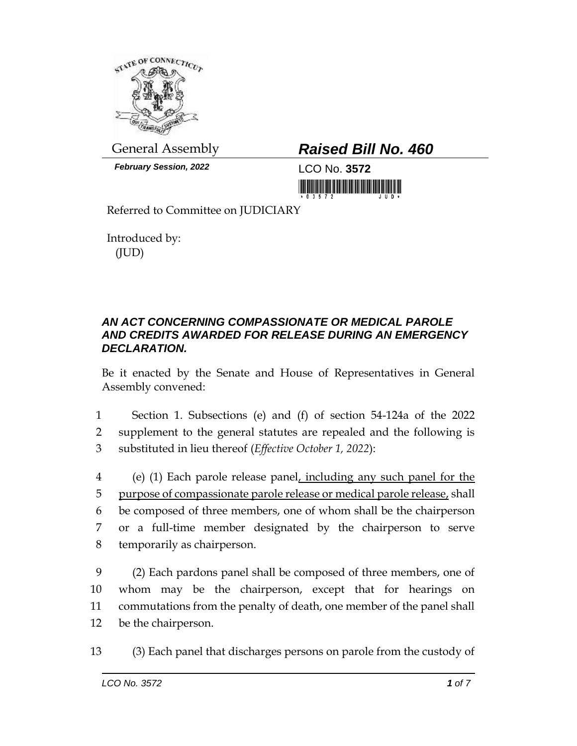General Assembly

***February Session, 2022***

# *Raised Bill No. 460*

LCO No. **3572**

Referred to Committee on JUDICIARY

Introduced by:
(JUD)

### *AN ACT CONCERNING COMPASSIONATE OR MEDICAL PAROLE AND CREDITS AWARDED FOR RELEASE DURING AN EMERGENCY DECLARATION.*

Be it enacted by the Senate and House of Representatives in General Assembly convened:

1 Section 1. Subsections (e) and (f) of section 54-124a of the 2022
2 supplement to the general statutes are repealed and the following is
3 substituted in lieu thereof (*Effective October 1, 2022*):

4 (e) (1) Each parole release panel<u>, including any such panel for the</u>
5 <u>purpose of compassionate parole release or medical parole release,</u> shall
6 be composed of three members, one of whom shall be the chairperson
7 or a full-time member designated by the chairperson to serve
8 temporarily as chairperson.

9 (2) Each pardons panel shall be composed of three members, one of
10 whom may be the chairperson, except that for hearings on
11 commutations from the penalty of death, one member of the panel shall
12 be the chairperson.

13 (3) Each panel that discharges persons on parole from the custody of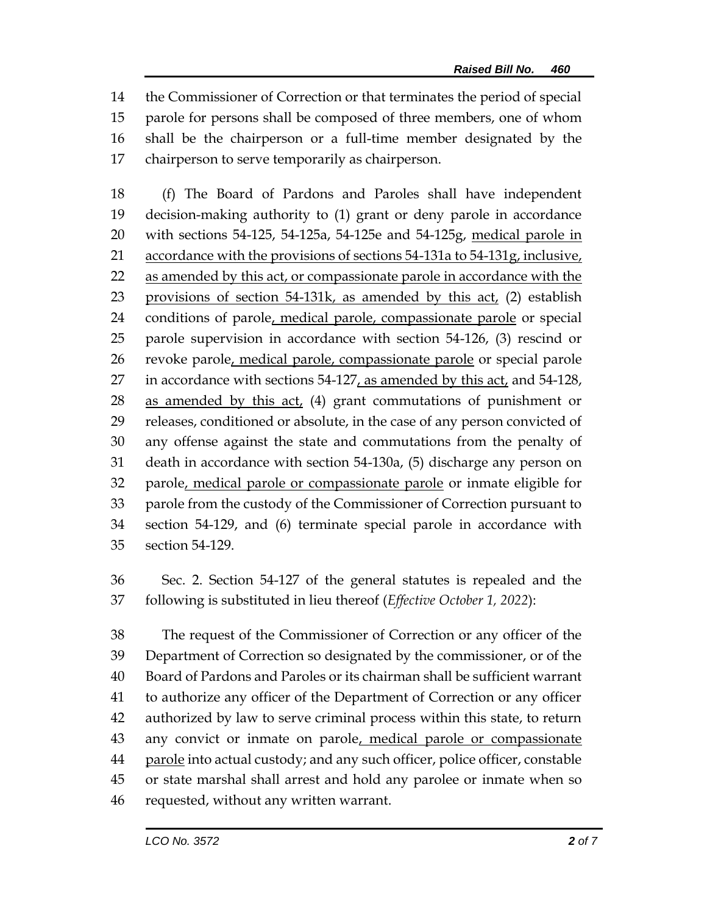the Commissioner of Correction or that terminates the period of special parole for persons shall be composed of three members, one of whom shall be the chairperson or a full-time member designated by the chairperson to serve temporarily as chairperson.

(f) The Board of Pardons and Paroles shall have independent decision-making authority to (1) grant or deny parole in accordance with sections 54-125, 54-125a, 54-125e and 54-125g, <u>medical parole in accordance with the provisions of sections 54-131a to 54-131g, inclusive, as amended by this act, or compassionate parole in accordance with the provisions of section 54-131k, as amended by this act,</u> (2) establish conditions of parole<u>, medical parole, compassionate parole</u> or special parole supervision in accordance with section 54-126, (3) rescind or revoke parole<u>, medical parole, compassionate parole</u> or special parole in accordance with sections 54-127<u>, as amended by this act,</u> and 54-128, <u>as amended by this act,</u> (4) grant commutations of punishment or releases, conditioned or absolute, in the case of any person convicted of any offense against the state and commutations from the penalty of death in accordance with section 54-130a, (5) discharge any person on parole<u>, medical parole or compassionate parole</u> or inmate eligible for parole from the custody of the Commissioner of Correction pursuant to section 54-129, and (6) terminate special parole in accordance with section 54-129.

Sec. 2. Section 54-127 of the general statutes is repealed and the following is substituted in lieu thereof (*Effective October 1, 2022*):

The request of the Commissioner of Correction or any officer of the Department of Correction so designated by the commissioner, or of the Board of Pardons and Paroles or its chairman shall be sufficient warrant to authorize any officer of the Department of Correction or any officer authorized by law to serve criminal process within this state, to return any convict or inmate on parole<u>, medical parole or compassionate parole</u> into actual custody; and any such officer, police officer, constable or state marshal shall arrest and hold any parolee or inmate when so requested, without any written warrant.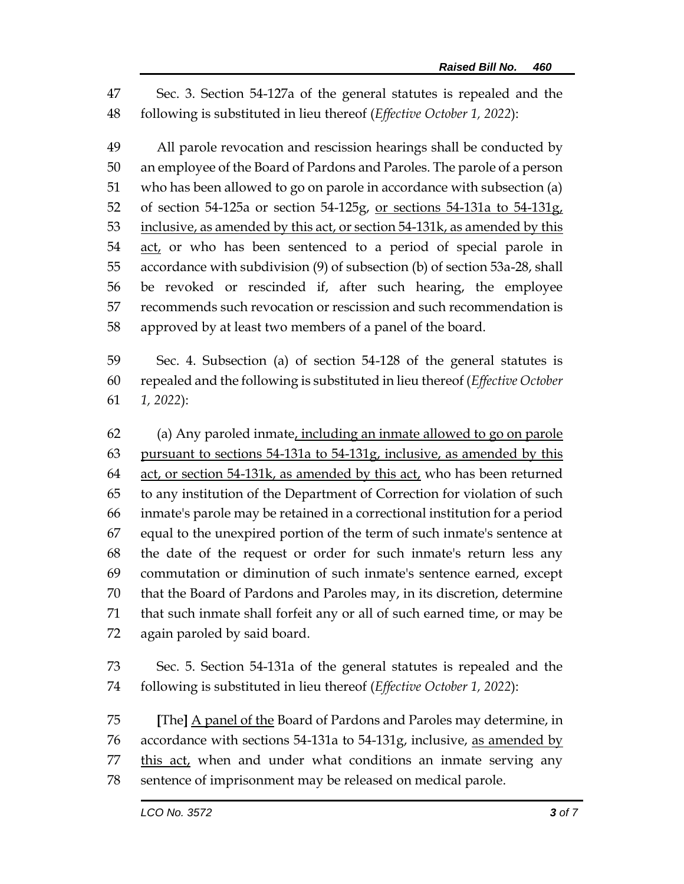Sec. 3. Section 54-127a of the general statutes is repealed and the following is substituted in lieu thereof (*Effective October 1, 2022*):

All parole revocation and rescission hearings shall be conducted by an employee of the Board of Pardons and Paroles. The parole of a person who has been allowed to go on parole in accordance with subsection (a) of section 54-125a or section 54-125g, or sections 54-131a to 54-131g, inclusive, as amended by this act, or section 54-131k, as amended by this act, or who has been sentenced to a period of special parole in accordance with subdivision (9) of subsection (b) of section 53a-28, shall be revoked or rescinded if, after such hearing, the employee recommends such revocation or rescission and such recommendation is approved by at least two members of a panel of the board.

Sec. 4. Subsection (a) of section 54-128 of the general statutes is repealed and the following is substituted in lieu thereof (*Effective October 1, 2022*):

(a) Any paroled inmate, including an inmate allowed to go on parole pursuant to sections 54-131a to 54-131g, inclusive, as amended by this act, or section 54-131k, as amended by this act, who has been returned to any institution of the Department of Correction for violation of such inmate's parole may be retained in a correctional institution for a period equal to the unexpired portion of the term of such inmate's sentence at the date of the request or order for such inmate's return less any commutation or diminution of such inmate's sentence earned, except that the Board of Pardons and Paroles may, in its discretion, determine that such inmate shall forfeit any or all of such earned time, or may be again paroled by said board.

Sec. 5. Section 54-131a of the general statutes is repealed and the following is substituted in lieu thereof (*Effective October 1, 2022*):

[The] A panel of the Board of Pardons and Paroles may determine, in accordance with sections 54-131a to 54-131g, inclusive, as amended by this act, when and under what conditions an inmate serving any sentence of imprisonment may be released on medical parole.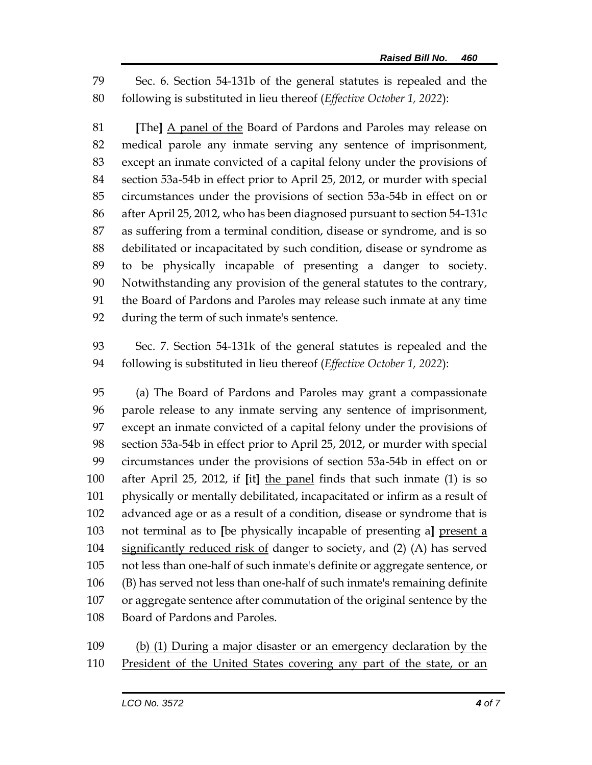Sec. 6. Section 54-131b of the general statutes is repealed and the following is substituted in lieu thereof (*Effective October 1, 2022*):

**[**The**]** <u>A panel of the</u> Board of Pardons and Paroles may release on medical parole any inmate serving any sentence of imprisonment, except an inmate convicted of a capital felony under the provisions of section 53a-54b in effect prior to April 25, 2012, or murder with special circumstances under the provisions of section 53a-54b in effect on or after April 25, 2012, who has been diagnosed pursuant to section 54-131c as suffering from a terminal condition, disease or syndrome, and is so debilitated or incapacitated by such condition, disease or syndrome as to be physically incapable of presenting a danger to society. Notwithstanding any provision of the general statutes to the contrary, the Board of Pardons and Paroles may release such inmate at any time during the term of such inmate's sentence.

Sec. 7. Section 54-131k of the general statutes is repealed and the following is substituted in lieu thereof (*Effective October 1, 2022*):

(a) The Board of Pardons and Paroles may grant a compassionate parole release to any inmate serving any sentence of imprisonment, except an inmate convicted of a capital felony under the provisions of section 53a-54b in effect prior to April 25, 2012, or murder with special circumstances under the provisions of section 53a-54b in effect on or after April 25, 2012, if **[**it**]** <u>the panel</u> finds that such inmate (1) is so physically or mentally debilitated, incapacitated or infirm as a result of advanced age or as a result of a condition, disease or syndrome that is not terminal as to **[**be physically incapable of presenting a**]** <u>present a significantly reduced risk of</u> danger to society, and (2) (A) has served not less than one-half of such inmate's definite or aggregate sentence, or (B) has served not less than one-half of such inmate's remaining definite or aggregate sentence after commutation of the original sentence by the Board of Pardons and Paroles.

<u>(b) (1) During a major disaster or an emergency declaration by the President of the United States covering any part of the state, or an</u>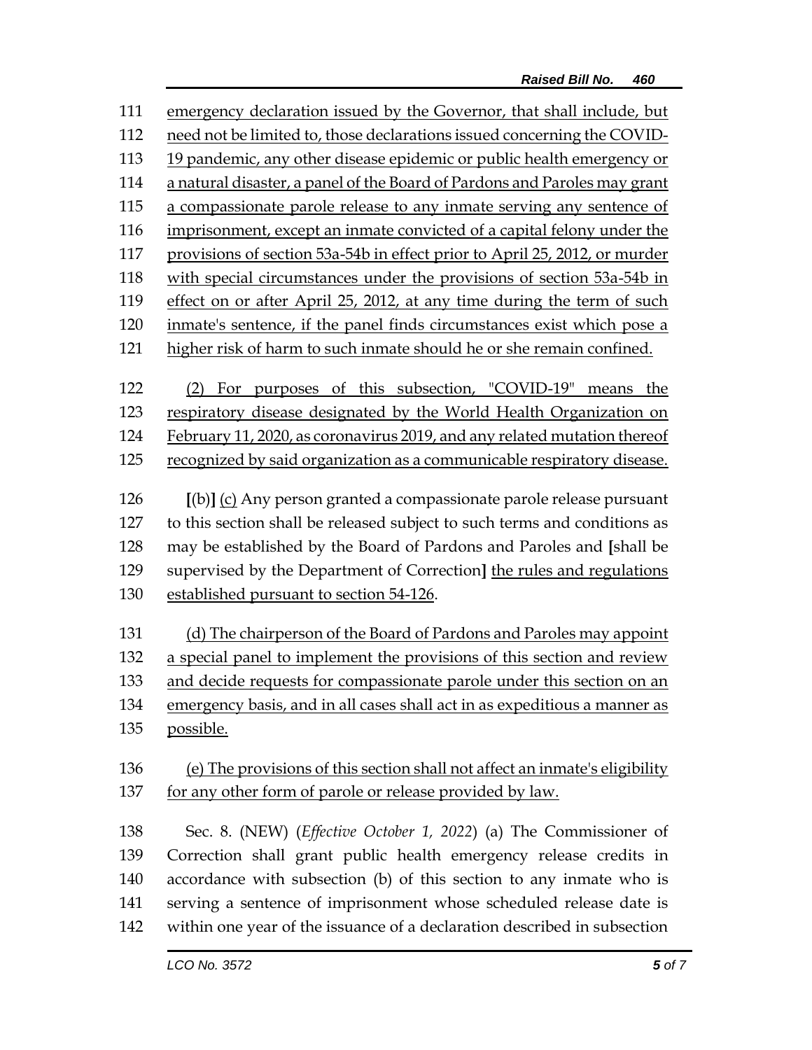111 emergency declaration issued by the Governor, that shall include, but
112 need not be limited to, those declarations issued concerning the COVID-
113 19 pandemic, any other disease epidemic or public health emergency or
114 a natural disaster, a panel of the Board of Pardons and Paroles may grant
115 a compassionate parole release to any inmate serving any sentence of
116 imprisonment, except an inmate convicted of a capital felony under the
117 provisions of section 53a-54b in effect prior to April 25, 2012, or murder
118 with special circumstances under the provisions of section 53a-54b in
119 effect on or after April 25, 2012, at any time during the term of such
120 inmate's sentence, if the panel finds circumstances exist which pose a
121 higher risk of harm to such inmate should he or she remain confined.

122 (2) For purposes of this subsection, "COVID-19" means the
123 respiratory disease designated by the World Health Organization on
124 February 11, 2020, as coronavirus 2019, and any related mutation thereof
125 recognized by said organization as a communicable respiratory disease.

126 **[**(b)**]** (c) Any person granted a compassionate parole release pursuant
127 to this section shall be released subject to such terms and conditions as
128 may be established by the Board of Pardons and Paroles and **[**shall be
129 supervised by the Department of Correction**]** the rules and regulations
130 established pursuant to section 54-126.

131 (d) The chairperson of the Board of Pardons and Paroles may appoint
132 a special panel to implement the provisions of this section and review
133 and decide requests for compassionate parole under this section on an
134 emergency basis, and in all cases shall act in as expeditious a manner as
135 possible.

136 (e) The provisions of this section shall not affect an inmate's eligibility
137 for any other form of parole or release provided by law.

138 Sec. 8. (NEW) (*Effective October 1, 2022*) (a) The Commissioner of
139 Correction shall grant public health emergency release credits in
140 accordance with subsection (b) of this section to any inmate who is
141 serving a sentence of imprisonment whose scheduled release date is
142 within one year of the issuance of a declaration described in subsection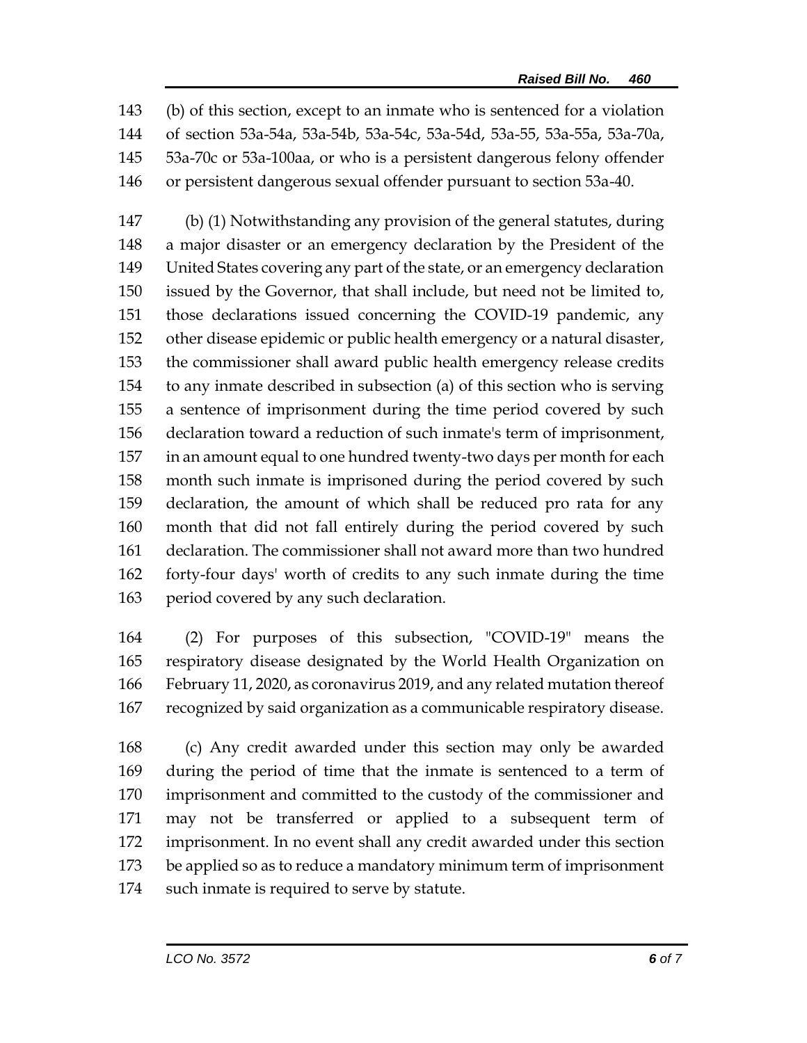(b) of this section, except to an inmate who is sentenced for a violation of section 53a-54a, 53a-54b, 53a-54c, 53a-54d, 53a-55, 53a-55a, 53a-70a, 53a-70c or 53a-100aa, or who is a persistent dangerous felony offender or persistent dangerous sexual offender pursuant to section 53a-40.

(b) (1) Notwithstanding any provision of the general statutes, during a major disaster or an emergency declaration by the President of the United States covering any part of the state, or an emergency declaration issued by the Governor, that shall include, but need not be limited to, those declarations issued concerning the COVID-19 pandemic, any other disease epidemic or public health emergency or a natural disaster, the commissioner shall award public health emergency release credits to any inmate described in subsection (a) of this section who is serving a sentence of imprisonment during the time period covered by such declaration toward a reduction of such inmate's term of imprisonment, in an amount equal to one hundred twenty-two days per month for each month such inmate is imprisoned during the period covered by such declaration, the amount of which shall be reduced pro rata for any month that did not fall entirely during the period covered by such declaration. The commissioner shall not award more than two hundred forty-four days' worth of credits to any such inmate during the time period covered by any such declaration.

(2) For purposes of this subsection, "COVID-19" means the respiratory disease designated by the World Health Organization on February 11, 2020, as coronavirus 2019, and any related mutation thereof recognized by said organization as a communicable respiratory disease.

(c) Any credit awarded under this section may only be awarded during the period of time that the inmate is sentenced to a term of imprisonment and committed to the custody of the commissioner and may not be transferred or applied to a subsequent term of imprisonment. In no event shall any credit awarded under this section be applied so as to reduce a mandatory minimum term of imprisonment such inmate is required to serve by statute.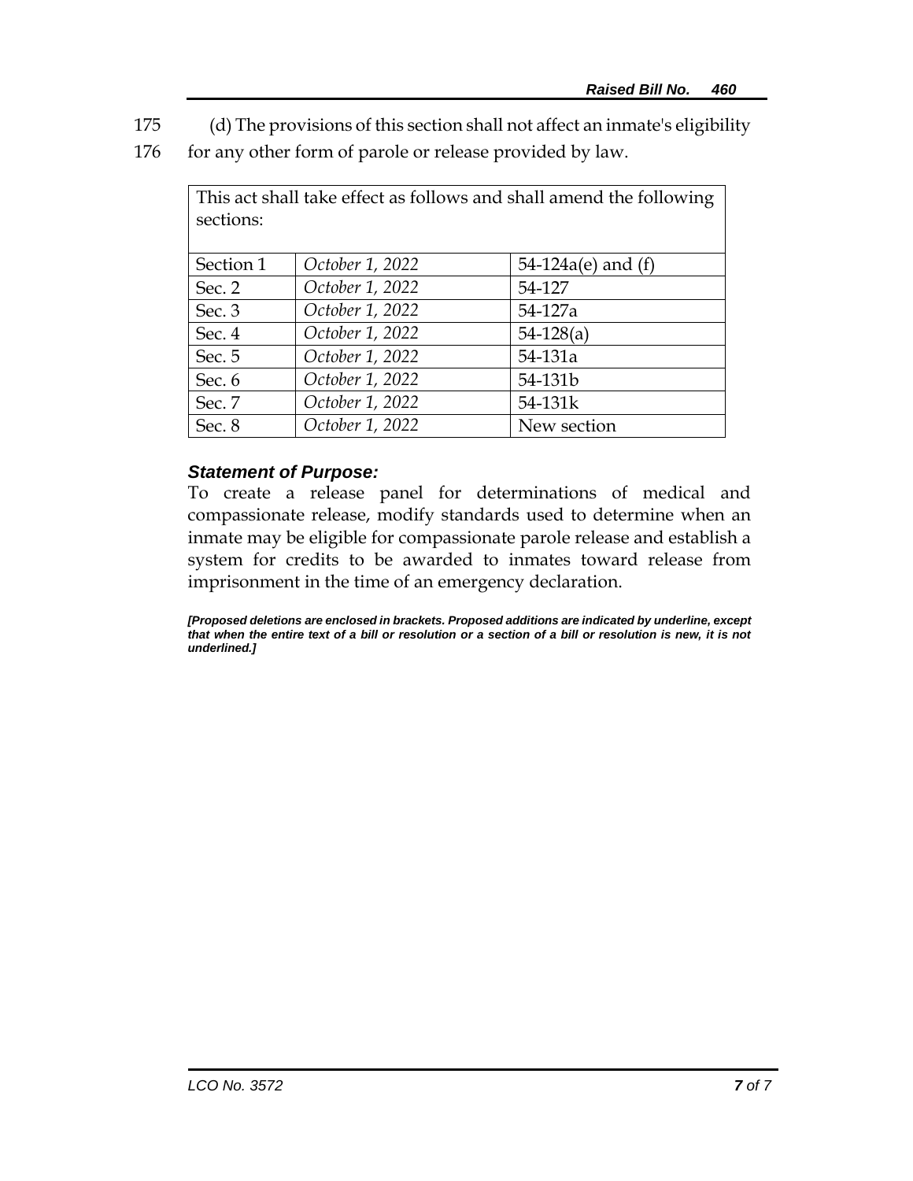175 (d) The provisions of this section shall not affect an inmate's eligibility
176 for any other form of parole or release provided by law.

This act shall take effect as follows and shall amend the following sections:

| | | |
|---|---|---|
| Section 1 | *October 1, 2022* | 54-124a(e) and (f) |
| Sec. 2 | *October 1, 2022* | 54-127 |
| Sec. 3 | *October 1, 2022* | 54-127a |
| Sec. 4 | *October 1, 2022* | 54-128(a) |
| Sec. 5 | *October 1, 2022* | 54-131a |
| Sec. 6 | *October 1, 2022* | 54-131b |
| Sec. 7 | *October 1, 2022* | 54-131k |
| Sec. 8 | *October 1, 2022* | New section |

### *Statement of Purpose:*

To create a release panel for determinations of medical and compassionate release, modify standards used to determine when an inmate may be eligible for compassionate parole release and establish a system for credits to be awarded to inmates toward release from imprisonment in the time of an emergency declaration.

***[Proposed deletions are enclosed in brackets. Proposed additions are indicated by underline, except that when the entire text of a bill or resolution or a section of a bill or resolution is new, it is not underlined.]***